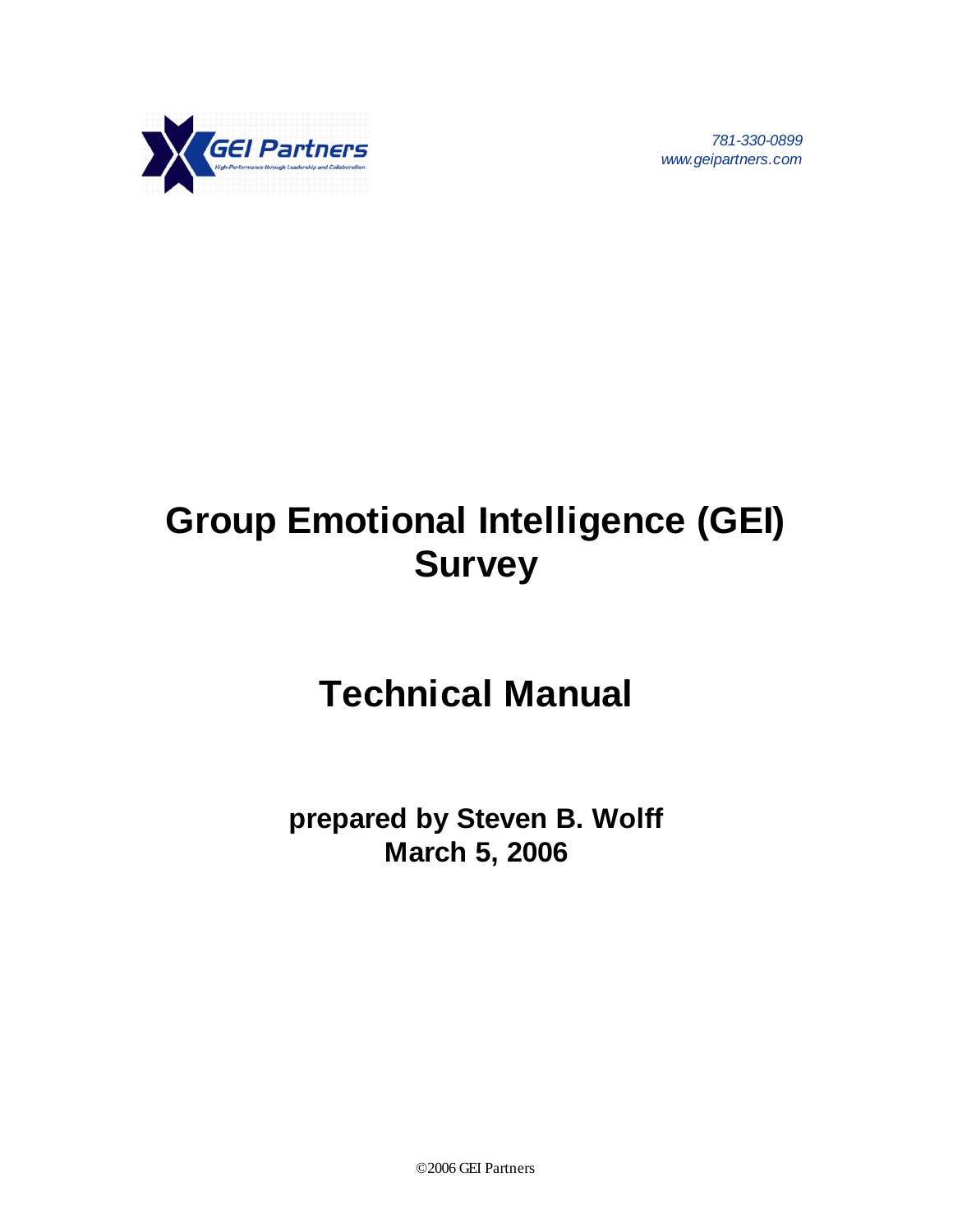GEI Partners

High-Performance through Leadership and Collaboration

*781-330-0899*
*www.geipartners.com*

# Group Emotional Intelligence (GEI) Survey

# Technical Manual

**prepared by Steven B. Wolff**
**March 5, 2006**

©2006 GEI Partners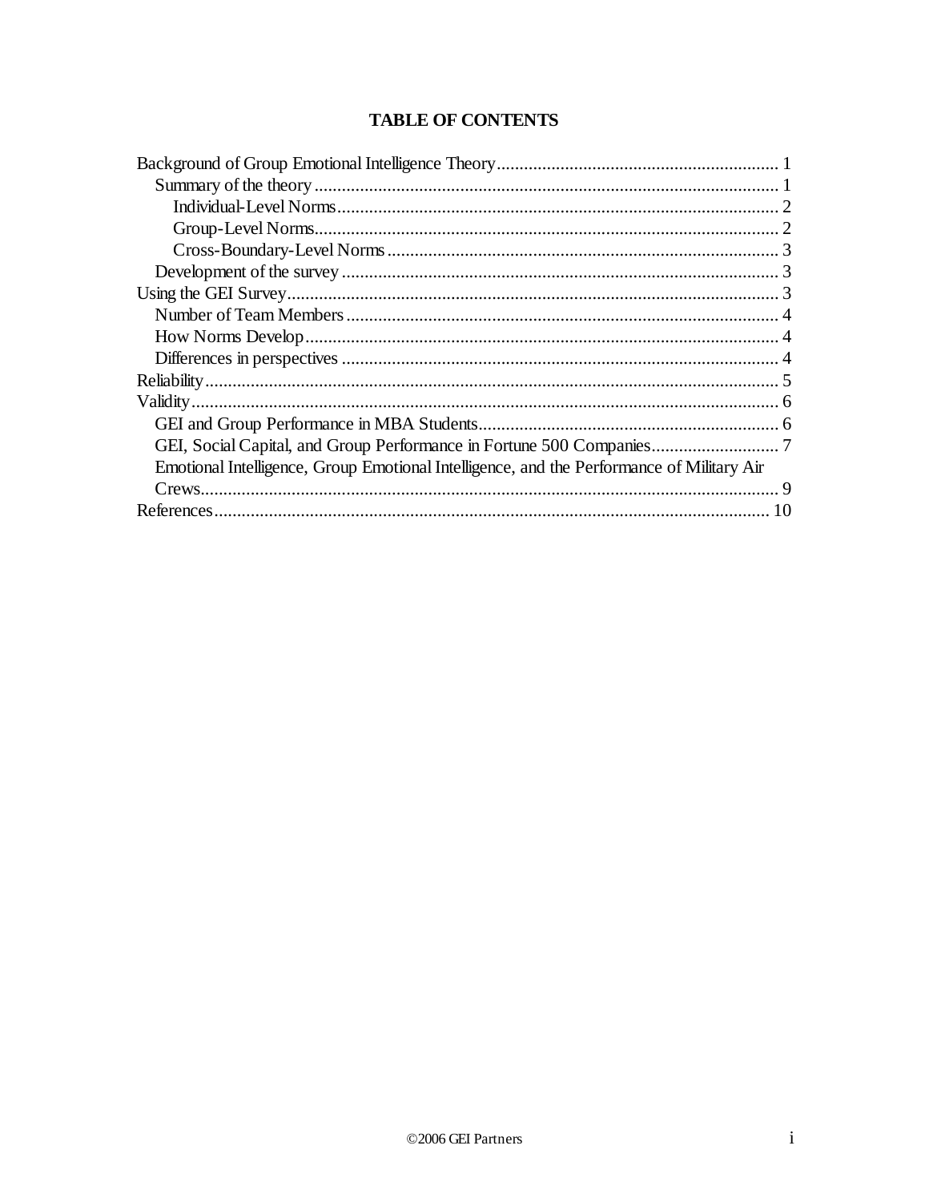## TABLE OF CONTENTS

- Background of Group Emotional Intelligence Theory .......... 1
  - Summary of the theory .......... 1
    - Individual-Level Norms .......... 2
    - Group-Level Norms .......... 2
    - Cross-Boundary-Level Norms .......... 3
  - Development of the survey .......... 3
- Using the GEI Survey .......... 3
  - Number of Team Members .......... 4
  - How Norms Develop .......... 4
  - Differences in perspectives .......... 4
- Reliability .......... 5
- Validity .......... 6
  - GEI and Group Performance in MBA Students .......... 6
  - GEI, Social Capital, and Group Performance in Fortune 500 Companies .......... 7
  - Emotional Intelligence, Group Emotional Intelligence, and the Performance of Military Air Crews .......... 9
- References .......... 10

©2006 GEI Partners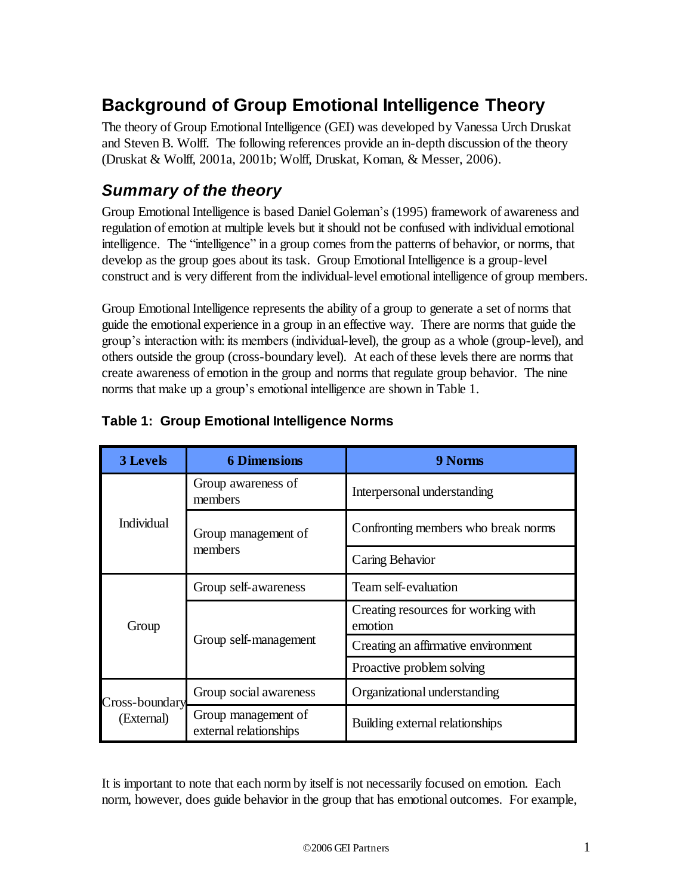# Background of Group Emotional Intelligence Theory

The theory of Group Emotional Intelligence (GEI) was developed by Vanessa Urch Druskat and Steven B. Wolff. The following references provide an in-depth discussion of the theory (Druskat & Wolff, 2001a, 2001b; Wolff, Druskat, Koman, & Messer, 2006).

## *Summary of the theory*

Group Emotional Intelligence is based Daniel Goleman's (1995) framework of awareness and regulation of emotion at multiple levels but it should not be confused with individual emotional intelligence. The "intelligence" in a group comes from the patterns of behavior, or norms, that develop as the group goes about its task. Group Emotional Intelligence is a group-level construct and is very different from the individual-level emotional intelligence of group members.

Group Emotional Intelligence represents the ability of a group to generate a set of norms that guide the emotional experience in a group in an effective way. There are norms that guide the group's interaction with: its members (individual-level), the group as a whole (group-level), and others outside the group (cross-boundary level). At each of these levels there are norms that create awareness of emotion in the group and norms that regulate group behavior. The nine norms that make up a group's emotional intelligence are shown in Table 1.

**Table 1: Group Emotional Intelligence Norms**

| 3 Levels | 6 Dimensions | 9 Norms |
|---|---|---|
| Individual | Group awareness of members | Interpersonal understanding |
| | Group management of members | Confronting members who break norms |
| | | Caring Behavior |
| Group | Group self-awareness | Team self-evaluation |
| | Group self-management | Creating resources for working with emotion |
| | | Creating an affirmative environment |
| | | Proactive problem solving |
| Cross-boundary (External) | Group social awareness | Organizational understanding |
| | Group management of external relationships | Building external relationships |

It is important to note that each norm by itself is not necessarily focused on emotion. Each norm, however, does guide behavior in the group that has emotional outcomes. For example,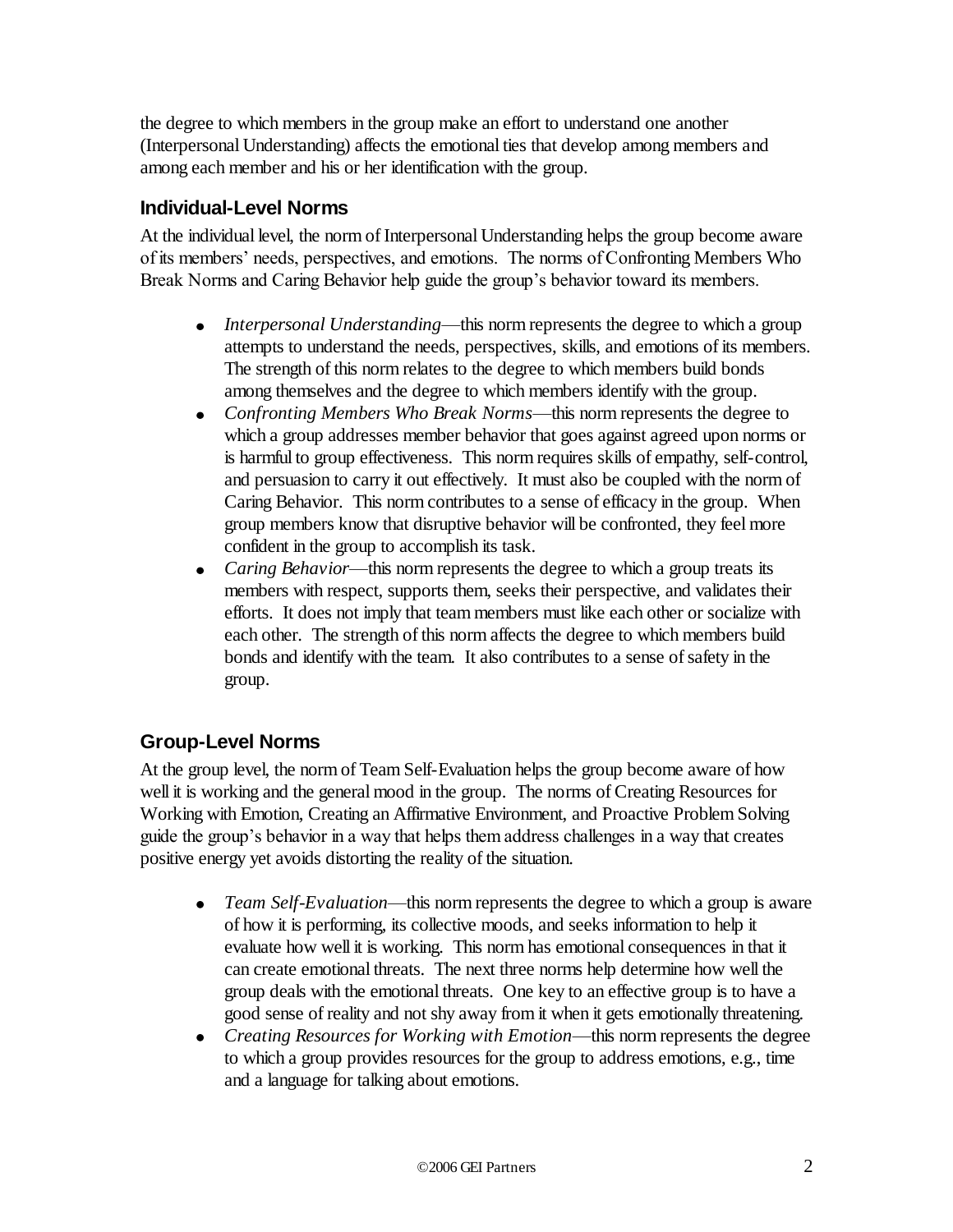the degree to which members in the group make an effort to understand one another (Interpersonal Understanding) affects the emotional ties that develop among members and among each member and his or her identification with the group.

### Individual-Level Norms

At the individual level, the norm of Interpersonal Understanding helps the group become aware of its members' needs, perspectives, and emotions. The norms of Confronting Members Who Break Norms and Caring Behavior help guide the group's behavior toward its members.

- *Interpersonal Understanding*—this norm represents the degree to which a group attempts to understand the needs, perspectives, skills, and emotions of its members. The strength of this norm relates to the degree to which members build bonds among themselves and the degree to which members identify with the group.
- *Confronting Members Who Break Norms*—this norm represents the degree to which a group addresses member behavior that goes against agreed upon norms or is harmful to group effectiveness. This norm requires skills of empathy, self-control, and persuasion to carry it out effectively. It must also be coupled with the norm of Caring Behavior. This norm contributes to a sense of efficacy in the group. When group members know that disruptive behavior will be confronted, they feel more confident in the group to accomplish its task.
- *Caring Behavior*—this norm represents the degree to which a group treats its members with respect, supports them, seeks their perspective, and validates their efforts. It does not imply that team members must like each other or socialize with each other. The strength of this norm affects the degree to which members build bonds and identify with the team. It also contributes to a sense of safety in the group.

### Group-Level Norms

At the group level, the norm of Team Self-Evaluation helps the group become aware of how well it is working and the general mood in the group. The norms of Creating Resources for Working with Emotion, Creating an Affirmative Environment, and Proactive Problem Solving guide the group's behavior in a way that helps them address challenges in a way that creates positive energy yet avoids distorting the reality of the situation.

- *Team Self-Evaluation*—this norm represents the degree to which a group is aware of how it is performing, its collective moods, and seeks information to help it evaluate how well it is working. This norm has emotional consequences in that it can create emotional threats. The next three norms help determine how well the group deals with the emotional threats. One key to an effective group is to have a good sense of reality and not shy away from it when it gets emotionally threatening.
- *Creating Resources for Working with Emotion*—this norm represents the degree to which a group provides resources for the group to address emotions, e.g., time and a language for talking about emotions.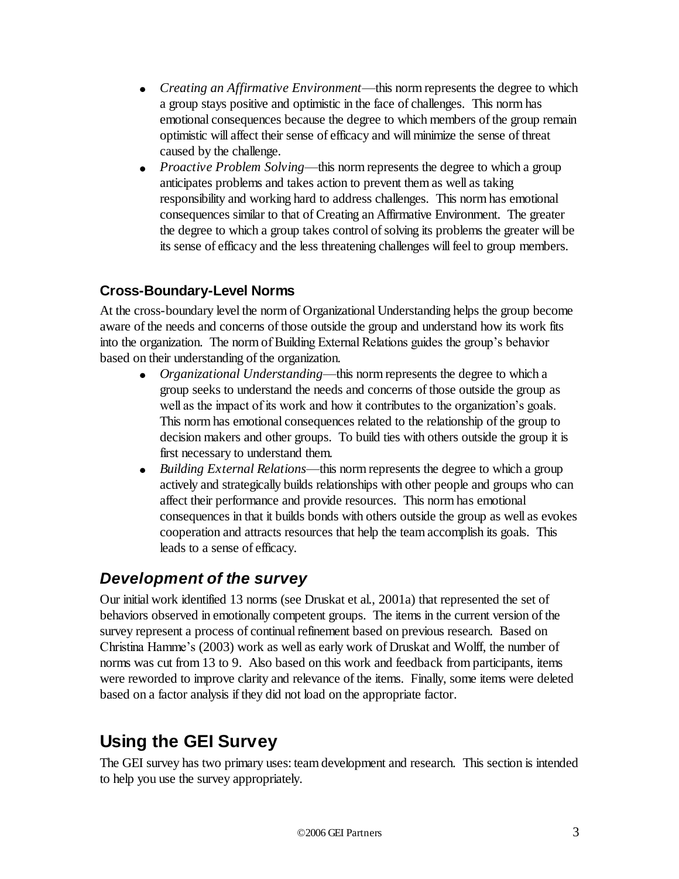- *Creating an Affirmative Environment*—this norm represents the degree to which a group stays positive and optimistic in the face of challenges. This norm has emotional consequences because the degree to which members of the group remain optimistic will affect their sense of efficacy and will minimize the sense of threat caused by the challenge.
- *Proactive Problem Solving*—this norm represents the degree to which a group anticipates problems and takes action to prevent them as well as taking responsibility and working hard to address challenges. This norm has emotional consequences similar to that of Creating an Affirmative Environment. The greater the degree to which a group takes control of solving its problems the greater will be its sense of efficacy and the less threatening challenges will feel to group members.

### Cross-Boundary-Level Norms

At the cross-boundary level the norm of Organizational Understanding helps the group become aware of the needs and concerns of those outside the group and understand how its work fits into the organization. The norm of Building External Relations guides the group's behavior based on their understanding of the organization.

- *Organizational Understanding*—this norm represents the degree to which a group seeks to understand the needs and concerns of those outside the group as well as the impact of its work and how it contributes to the organization's goals. This norm has emotional consequences related to the relationship of the group to decision makers and other groups. To build ties with others outside the group it is first necessary to understand them.
- *Building External Relations*—this norm represents the degree to which a group actively and strategically builds relationships with other people and groups who can affect their performance and provide resources. This norm has emotional consequences in that it builds bonds with others outside the group as well as evokes cooperation and attracts resources that help the team accomplish its goals. This leads to a sense of efficacy.

## *Development of the survey*

Our initial work identified 13 norms (see Druskat et al., 2001a) that represented the set of behaviors observed in emotionally competent groups. The items in the current version of the survey represent a process of continual refinement based on previous research. Based on Christina Hamme's (2003) work as well as early work of Druskat and Wolff, the number of norms was cut from 13 to 9. Also based on this work and feedback from participants, items were reworded to improve clarity and relevance of the items. Finally, some items were deleted based on a factor analysis if they did not load on the appropriate factor.

# Using the GEI Survey

The GEI survey has two primary uses: team development and research. This section is intended to help you use the survey appropriately.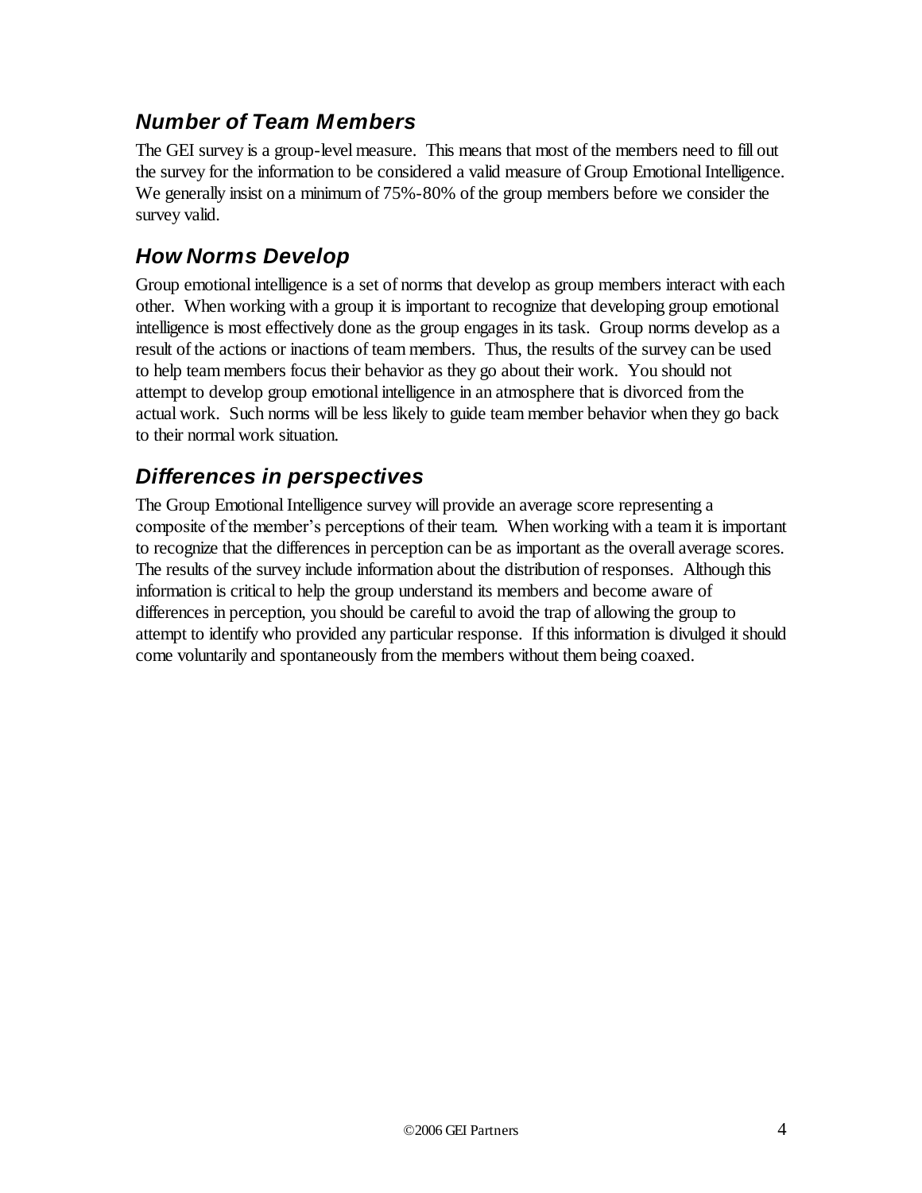## *Number of Team Members*

The GEI survey is a group-level measure. This means that most of the members need to fill out the survey for the information to be considered a valid measure of Group Emotional Intelligence. We generally insist on a minimum of 75%-80% of the group members before we consider the survey valid.

## *How Norms Develop*

Group emotional intelligence is a set of norms that develop as group members interact with each other. When working with a group it is important to recognize that developing group emotional intelligence is most effectively done as the group engages in its task. Group norms develop as a result of the actions or inactions of team members. Thus, the results of the survey can be used to help team members focus their behavior as they go about their work. You should not attempt to develop group emotional intelligence in an atmosphere that is divorced from the actual work. Such norms will be less likely to guide team member behavior when they go back to their normal work situation.

## *Differences in perspectives*

The Group Emotional Intelligence survey will provide an average score representing a composite of the member's perceptions of their team. When working with a team it is important to recognize that the differences in perception can be as important as the overall average scores. The results of the survey include information about the distribution of responses. Although this information is critical to help the group understand its members and become aware of differences in perception, you should be careful to avoid the trap of allowing the group to attempt to identify who provided any particular response. If this information is divulged it should come voluntarily and spontaneously from the members without them being coaxed.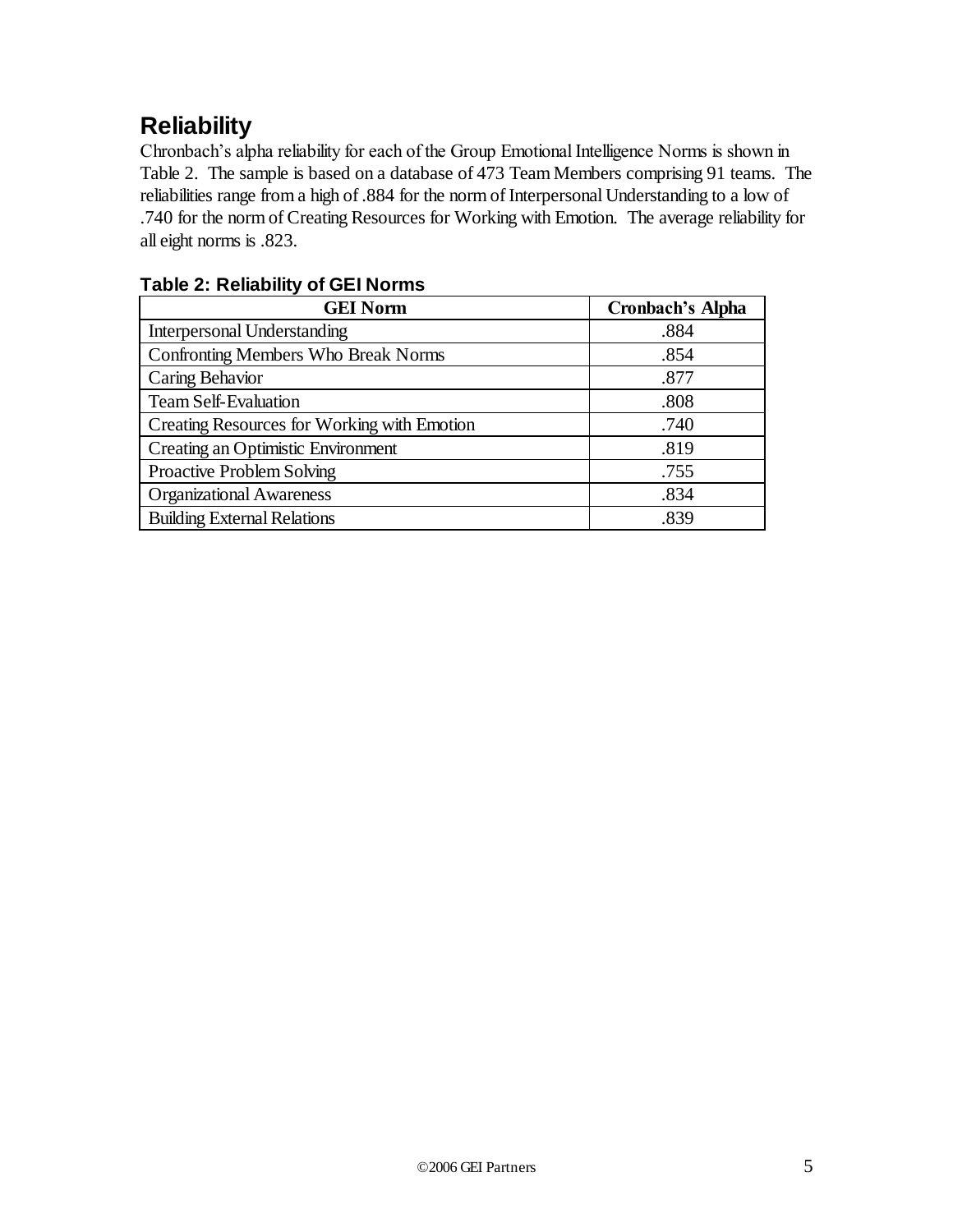## Reliability

Chronbach's alpha reliability for each of the Group Emotional Intelligence Norms is shown in Table 2. The sample is based on a database of 473 Team Members comprising 91 teams. The reliabilities range from a high of .884 for the norm of Interpersonal Understanding to a low of .740 for the norm of Creating Resources for Working with Emotion. The average reliability for all eight norms is .823.

**Table 2: Reliability of GEI Norms**

| GEI Norm | Cronbach's Alpha |
|---|---|
| Interpersonal Understanding | .884 |
| Confronting Members Who Break Norms | .854 |
| Caring Behavior | .877 |
| Team Self-Evaluation | .808 |
| Creating Resources for Working with Emotion | .740 |
| Creating an Optimistic Environment | .819 |
| Proactive Problem Solving | .755 |
| Organizational Awareness | .834 |
| Building External Relations | .839 |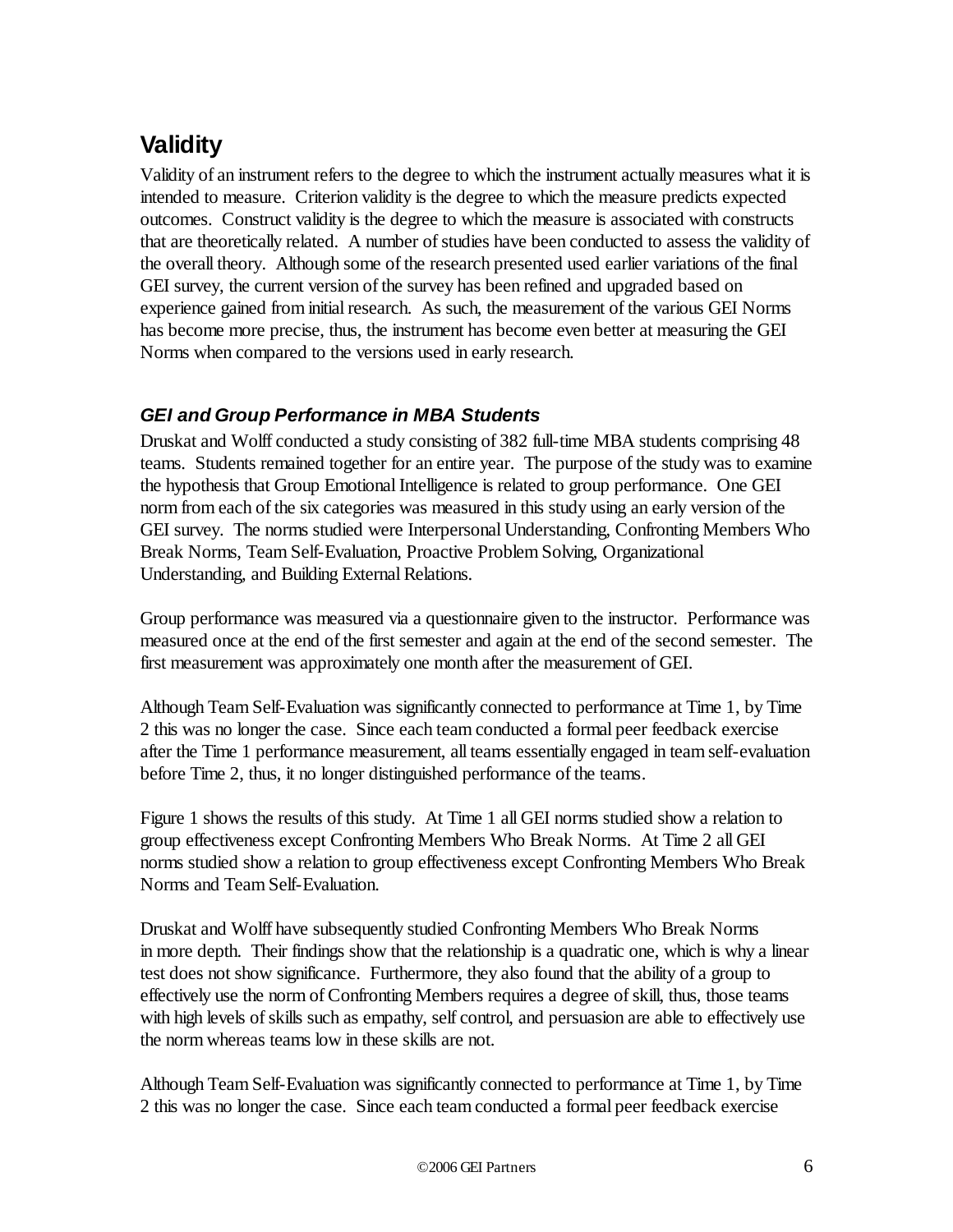## Validity

Validity of an instrument refers to the degree to which the instrument actually measures what it is intended to measure. Criterion validity is the degree to which the measure predicts expected outcomes. Construct validity is the degree to which the measure is associated with constructs that are theoretically related. A number of studies have been conducted to assess the validity of the overall theory. Although some of the research presented used earlier variations of the final GEI survey, the current version of the survey has been refined and upgraded based on experience gained from initial research. As such, the measurement of the various GEI Norms has become more precise, thus, the instrument has become even better at measuring the GEI Norms when compared to the versions used in early research.

### *GEI and Group Performance in MBA Students*

Druskat and Wolff conducted a study consisting of 382 full-time MBA students comprising 48 teams. Students remained together for an entire year. The purpose of the study was to examine the hypothesis that Group Emotional Intelligence is related to group performance. One GEI norm from each of the six categories was measured in this study using an early version of the GEI survey. The norms studied were Interpersonal Understanding, Confronting Members Who Break Norms, Team Self-Evaluation, Proactive Problem Solving, Organizational Understanding, and Building External Relations.

Group performance was measured via a questionnaire given to the instructor. Performance was measured once at the end of the first semester and again at the end of the second semester. The first measurement was approximately one month after the measurement of GEI.

Although Team Self-Evaluation was significantly connected to performance at Time 1, by Time 2 this was no longer the case. Since each team conducted a formal peer feedback exercise after the Time 1 performance measurement, all teams essentially engaged in team self-evaluation before Time 2, thus, it no longer distinguished performance of the teams.

Figure 1 shows the results of this study. At Time 1 all GEI norms studied show a relation to group effectiveness except Confronting Members Who Break Norms. At Time 2 all GEI norms studied show a relation to group effectiveness except Confronting Members Who Break Norms and Team Self-Evaluation.

Druskat and Wolff have subsequently studied Confronting Members Who Break Norms in more depth. Their findings show that the relationship is a quadratic one, which is why a linear test does not show significance. Furthermore, they also found that the ability of a group to effectively use the norm of Confronting Members requires a degree of skill, thus, those teams with high levels of skills such as empathy, self control, and persuasion are able to effectively use the norm whereas teams low in these skills are not.

Although Team Self-Evaluation was significantly connected to performance at Time 1, by Time 2 this was no longer the case. Since each team conducted a formal peer feedback exercise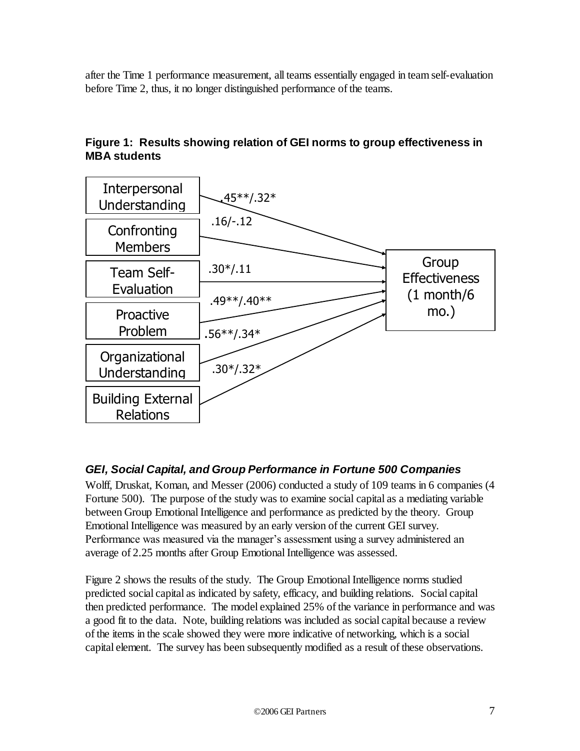after the Time 1 performance measurement, all teams essentially engaged in team self-evaluation before Time 2, thus, it no longer distinguished performance of the teams.

**Figure 1: Results showing relation of GEI norms to group effectiveness in MBA students**

| Predictor | Path coefficient (1 month/6 mo.) | Outcome |
|---|---|---|
| Interpersonal Understanding | .45**/.32* | Group Effectiveness (1 month/6 mo.) |
| Confronting Members | .16/-.12 | Group Effectiveness (1 month/6 mo.) |
| Team Self-Evaluation | .30*/.11 | Group Effectiveness (1 month/6 mo.) |
| Proactive Problem | .49**/.40** | Group Effectiveness (1 month/6 mo.) |
| Organizational Understanding | .56**/.34* | Group Effectiveness (1 month/6 mo.) |
| Building External Relations | .30*/.32* | Group Effectiveness (1 month/6 mo.) |

### *GEI, Social Capital, and Group Performance in Fortune 500 Companies*

Wolff, Druskat, Koman, and Messer (2006) conducted a study of 109 teams in 6 companies (4 Fortune 500). The purpose of the study was to examine social capital as a mediating variable between Group Emotional Intelligence and performance as predicted by the theory. Group Emotional Intelligence was measured by an early version of the current GEI survey. Performance was measured via the manager's assessment using a survey administered an average of 2.25 months after Group Emotional Intelligence was assessed.

Figure 2 shows the results of the study. The Group Emotional Intelligence norms studied predicted social capital as indicated by safety, efficacy, and building relations. Social capital then predicted performance. The model explained 25% of the variance in performance and was a good fit to the data. Note, building relations was included as social capital because a review of the items in the scale showed they were more indicative of networking, which is a social capital element. The survey has been subsequently modified as a result of these observations.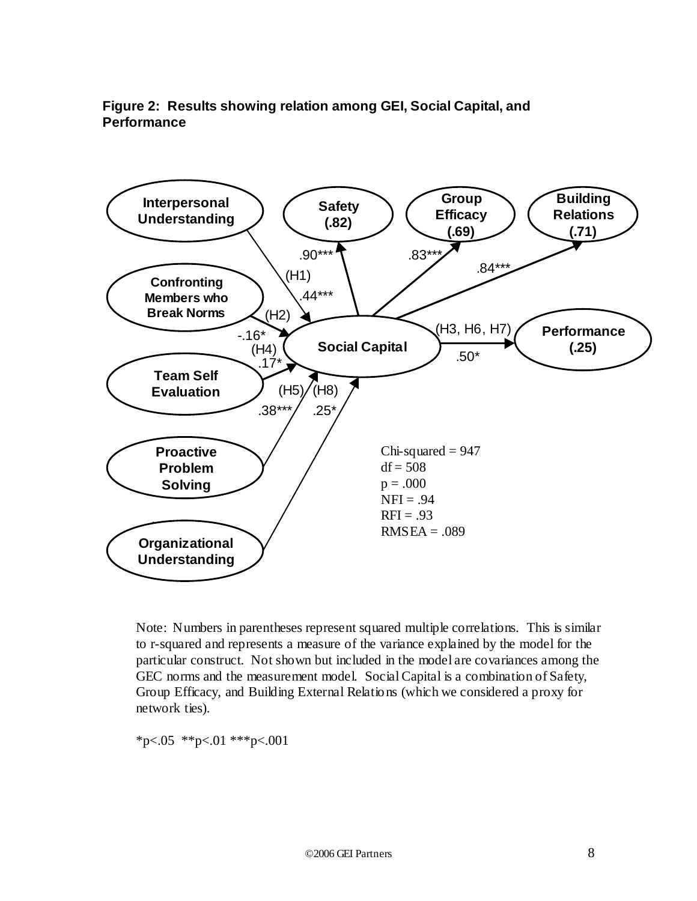**Figure 2: Results showing relation among GEI, Social Capital, and Performance**

Interpersonal Understanding

Safety (.82)

Group Efficacy (.69)

Building Relations (.71)

.90***

.83***

.84***

(H1)

.44***

Confronting Members who Break Norms

(H2)

-.16*

(H4)

.17*

Social Capital

(H3, H6, H7)

.50*

Performance (.25)

Team Self Evaluation

(H5) (H8)

.38*** .25*

Proactive Problem Solving

Organizational Understanding

Chi-squared = 947
df = 508
p = .000
NFI = .94
RFI = .93
RMSEA = .089

Note: Numbers in parentheses represent squared multiple correlations. This is similar to r-squared and represents a measure of the variance explained by the model for the particular construct. Not shown but included in the model are covariances among the GEC norms and the measurement model. Social Capital is a combination of Safety, Group Efficacy, and Building External Relations (which we considered a proxy for network ties).

*p<.05 **p<.01 ***p<.001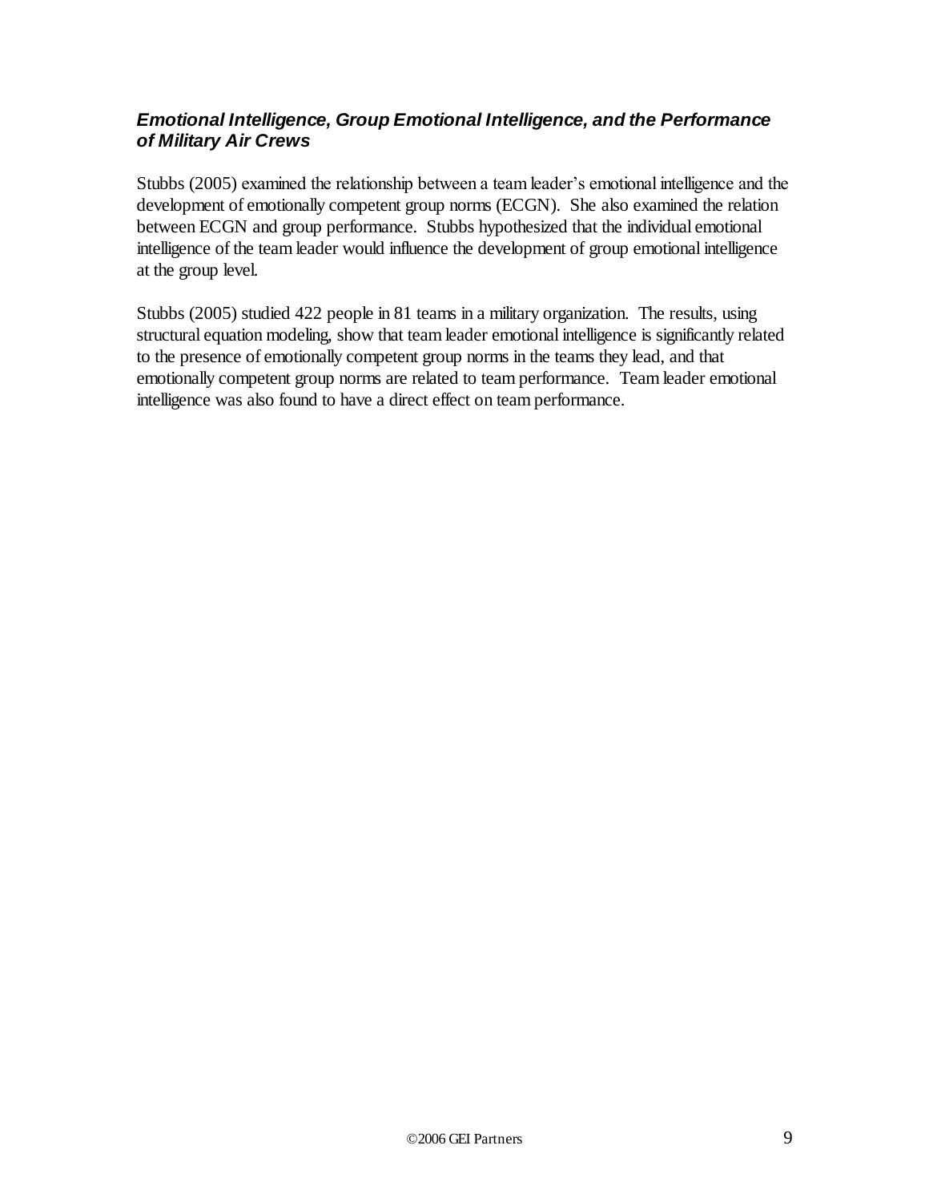### *Emotional Intelligence, Group Emotional Intelligence, and the Performance of Military Air Crews*

Stubbs (2005) examined the relationship between a team leader's emotional intelligence and the development of emotionally competent group norms (ECGN). She also examined the relation between ECGN and group performance. Stubbs hypothesized that the individual emotional intelligence of the team leader would influence the development of group emotional intelligence at the group level.

Stubbs (2005) studied 422 people in 81 teams in a military organization. The results, using structural equation modeling, show that team leader emotional intelligence is significantly related to the presence of emotionally competent group norms in the teams they lead, and that emotionally competent group norms are related to team performance. Team leader emotional intelligence was also found to have a direct effect on team performance.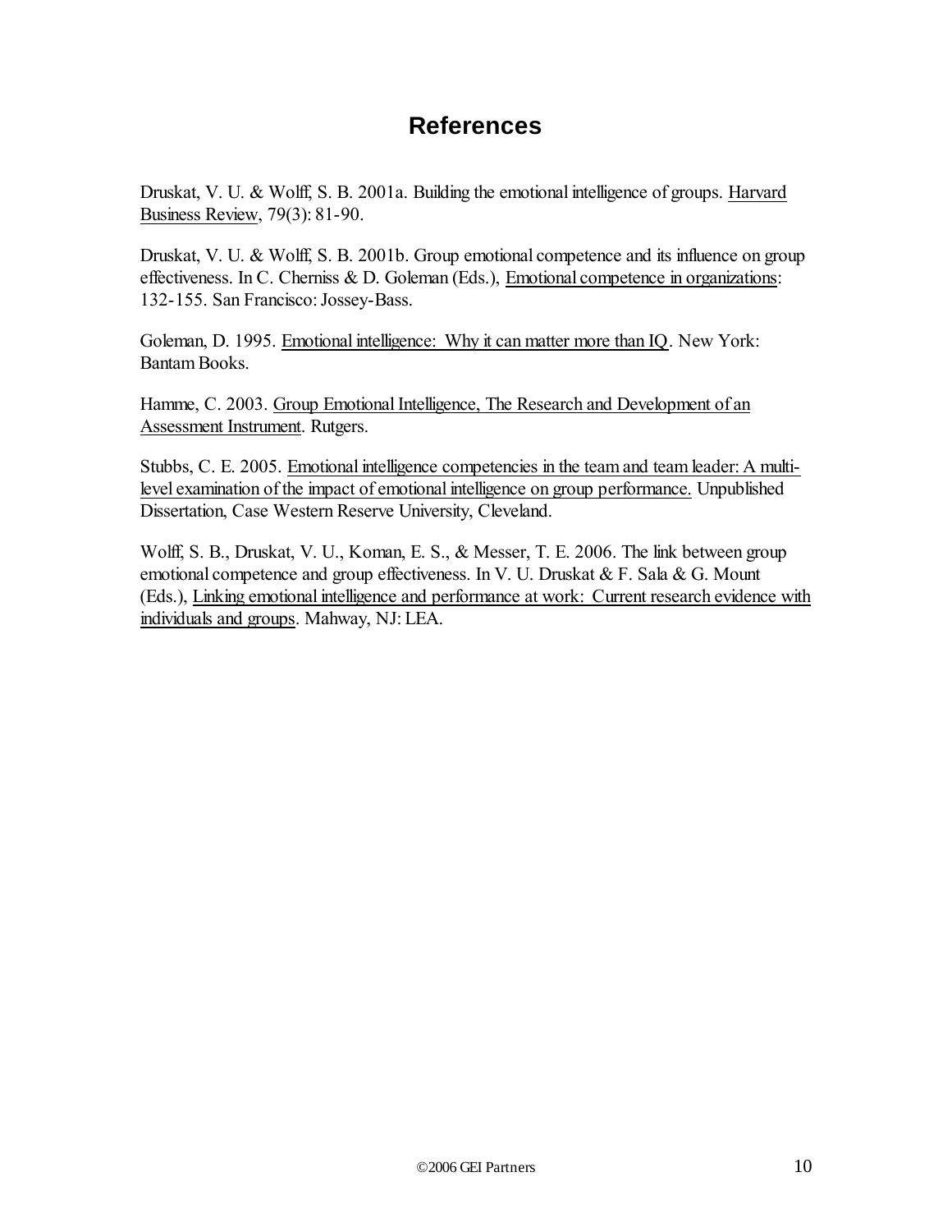# References

Druskat, V. U. & Wolff, S. B. 2001a. Building the emotional intelligence of groups. Harvard Business Review, 79(3): 81-90.

Druskat, V. U. & Wolff, S. B. 2001b. Group emotional competence and its influence on group effectiveness. In C. Cherniss & D. Goleman (Eds.), Emotional competence in organizations: 132-155. San Francisco: Jossey-Bass.

Goleman, D. 1995. Emotional intelligence: Why it can matter more than IQ. New York: Bantam Books.

Hamme, C. 2003. Group Emotional Intelligence, The Research and Development of an Assessment Instrument. Rutgers.

Stubbs, C. E. 2005. Emotional intelligence competencies in the team and team leader: A multi-level examination of the impact of emotional intelligence on group performance. Unpublished Dissertation, Case Western Reserve University, Cleveland.

Wolff, S. B., Druskat, V. U., Koman, E. S., & Messer, T. E. 2006. The link between group emotional competence and group effectiveness. In V. U. Druskat & F. Sala & G. Mount (Eds.), Linking emotional intelligence and performance at work: Current research evidence with individuals and groups. Mahway, NJ: LEA.

©2006 GEI Partners